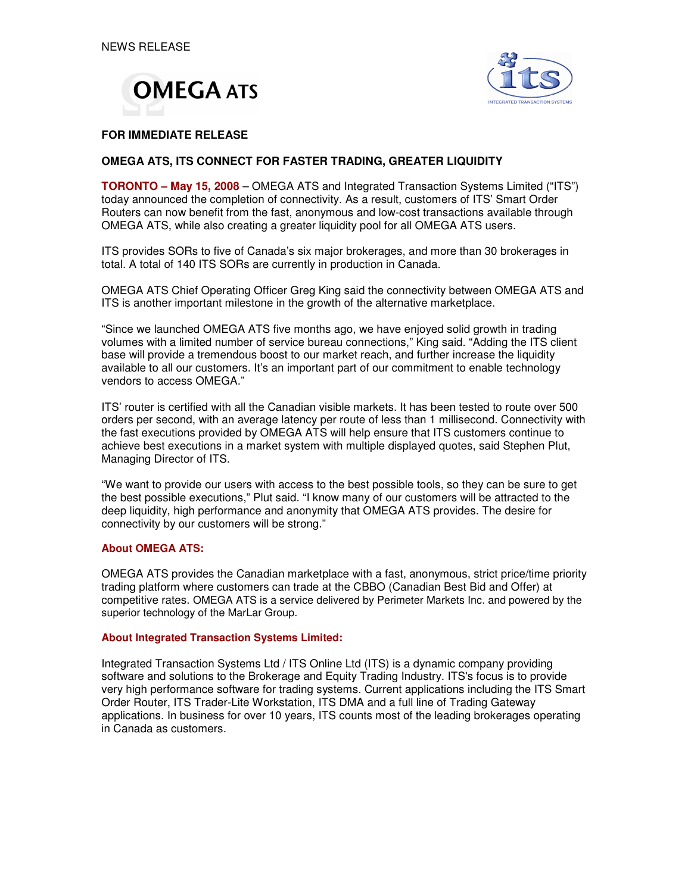NEWS RELEASE

**FOR IMMEDIATE RELEASE**

# OMEGA ATS, ITS CONNECT FOR FASTER TRADING, GREATER LIQUIDITY

**TORONTO – May 15, 2008** – OMEGA ATS and Integrated Transaction Systems Limited ("ITS") today announced the completion of connectivity. As a result, customers of ITS' Smart Order Routers can now benefit from the fast, anonymous and low-cost transactions available through OMEGA ATS, while also creating a greater liquidity pool for all OMEGA ATS users.

ITS provides SORs to five of Canada's six major brokerages, and more than 30 brokerages in total. A total of 140 ITS SORs are currently in production in Canada.

OMEGA ATS Chief Operating Officer Greg King said the connectivity between OMEGA ATS and ITS is another important milestone in the growth of the alternative marketplace.

"Since we launched OMEGA ATS five months ago, we have enjoyed solid growth in trading volumes with a limited number of service bureau connections," King said. "Adding the ITS client base will provide a tremendous boost to our market reach, and further increase the liquidity available to all our customers. It's an important part of our commitment to enable technology vendors to access OMEGA."

ITS' router is certified with all the Canadian visible markets. It has been tested to route over 500 orders per second, with an average latency per route of less than 1 millisecond. Connectivity with the fast executions provided by OMEGA ATS will help ensure that ITS customers continue to achieve best executions in a market system with multiple displayed quotes, said Stephen Plut, Managing Director of ITS.

"We want to provide our users with access to the best possible tools, so they can be sure to get the best possible executions," Plut said. "I know many of our customers will be attracted to the deep liquidity, high performance and anonymity that OMEGA ATS provides. The desire for connectivity by our customers will be strong."

## About OMEGA ATS:

OMEGA ATS provides the Canadian marketplace with a fast, anonymous, strict price/time priority trading platform where customers can trade at the CBBO (Canadian Best Bid and Offer) at competitive rates. OMEGA ATS is a service delivered by Perimeter Markets Inc. and powered by the superior technology of the MarLar Group.

## About Integrated Transaction Systems Limited:

Integrated Transaction Systems Ltd / ITS Online Ltd (ITS) is a dynamic company providing software and solutions to the Brokerage and Equity Trading Industry. ITS's focus is to provide very high performance software for trading systems. Current applications including the ITS Smart Order Router, ITS Trader-Lite Workstation, ITS DMA and a full line of Trading Gateway applications. In business for over 10 years, ITS counts most of the leading brokerages operating in Canada as customers.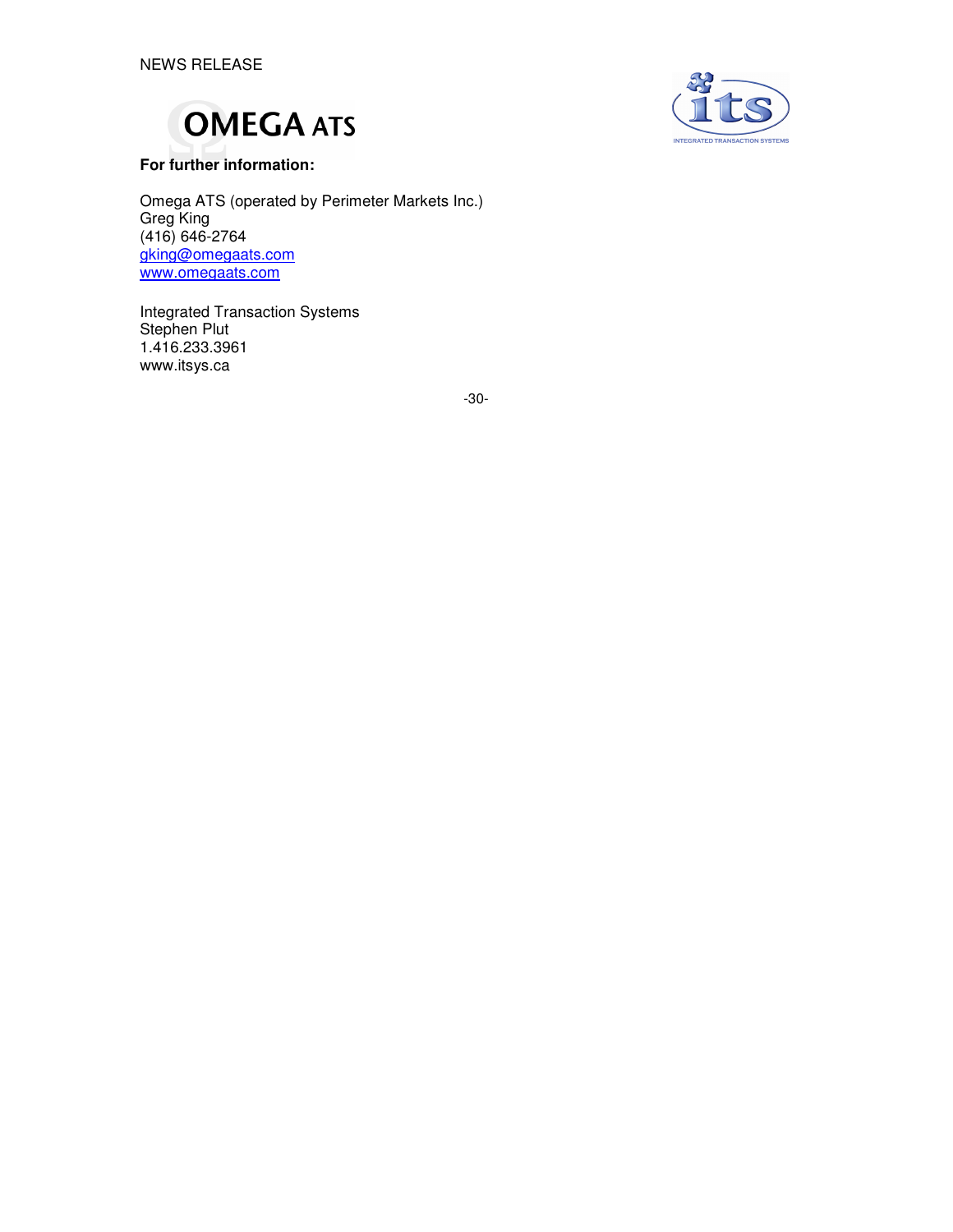NEWS RELEASE

**For further information:**

Omega ATS (operated by Perimeter Markets Inc.)
Greg King
(416) 646-2764
gking@omegaats.com
www.omegaats.com

Integrated Transaction Systems
Stephen Plut
1.416.233.3961
www.itsys.ca

-30-